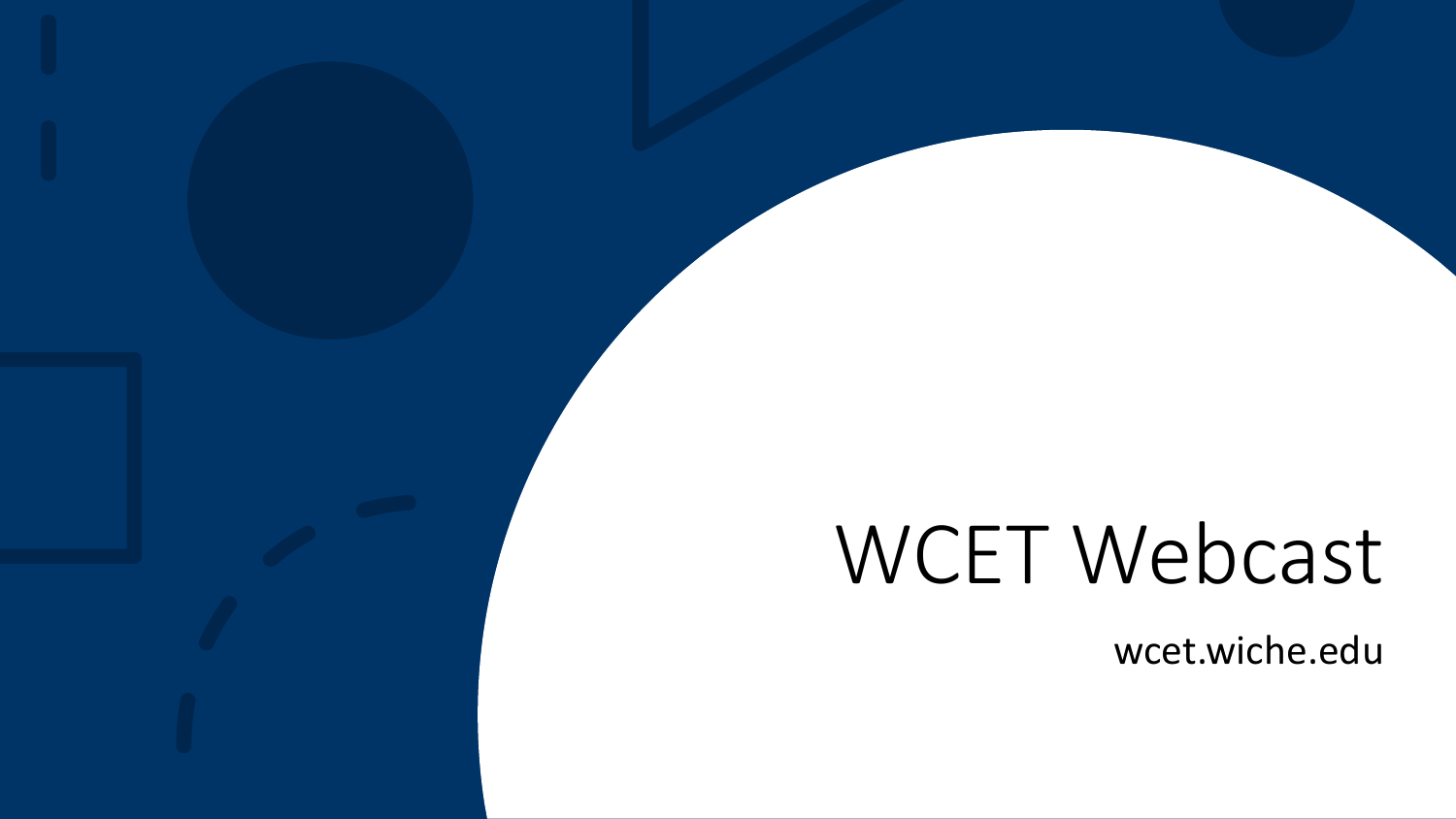# WCET Webcast

wcet.wiche.edu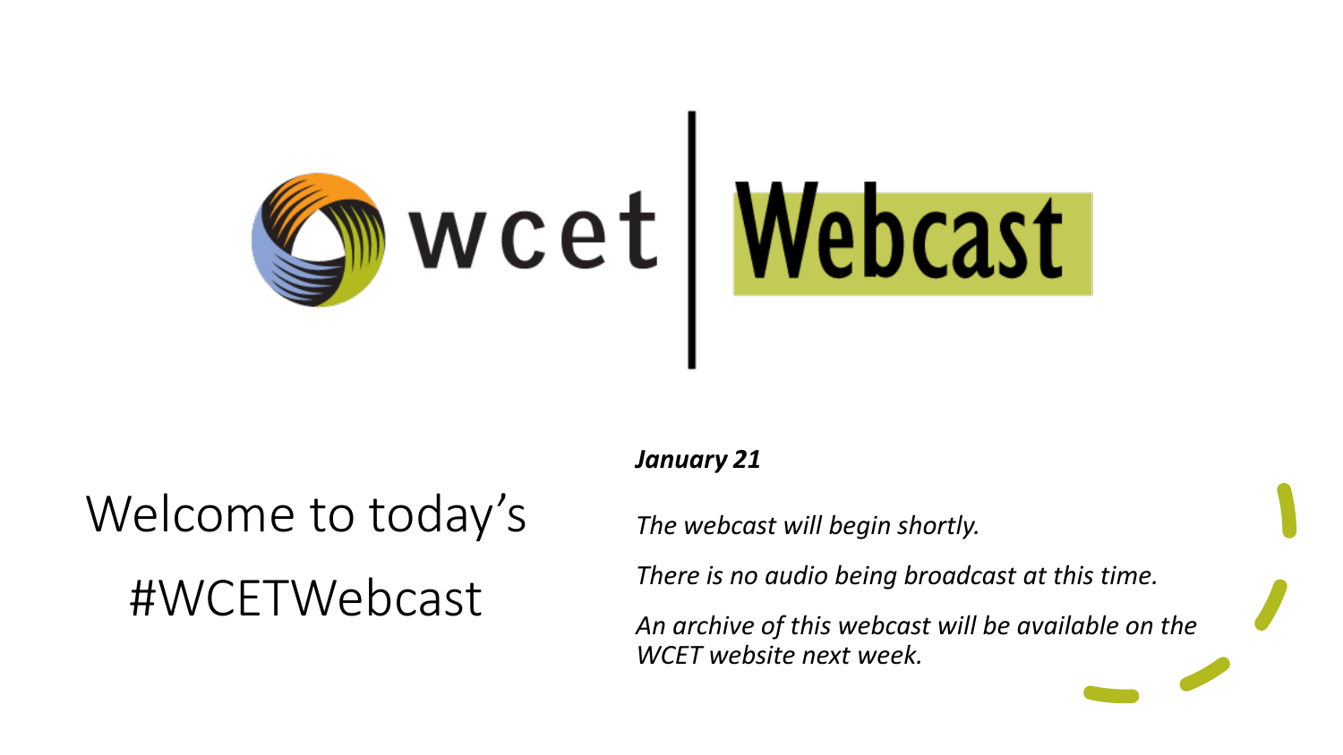wcet | Webcast

Welcome to today's #WCETWebcast

***January 21***

*The webcast will begin shortly.*

*There is no audio being broadcast at this time.*

*An archive of this webcast will be available on the WCET website next week.*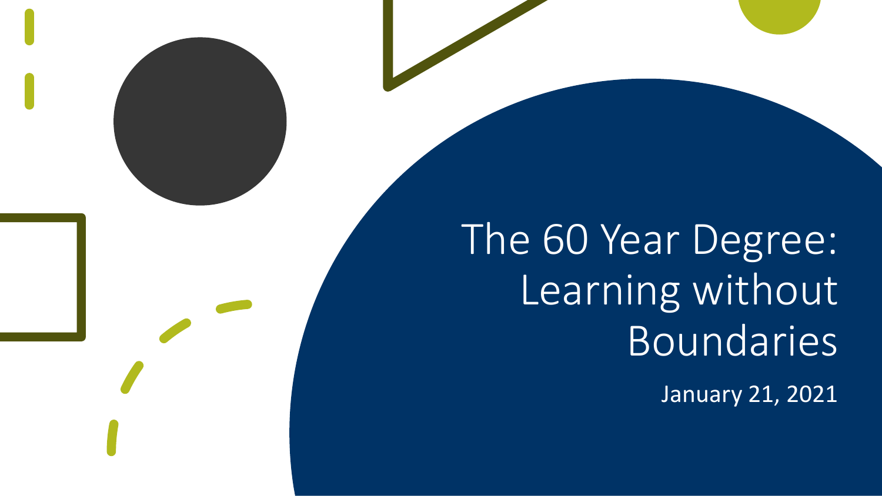# The 60 Year Degree: Learning without Boundaries

January 21, 2021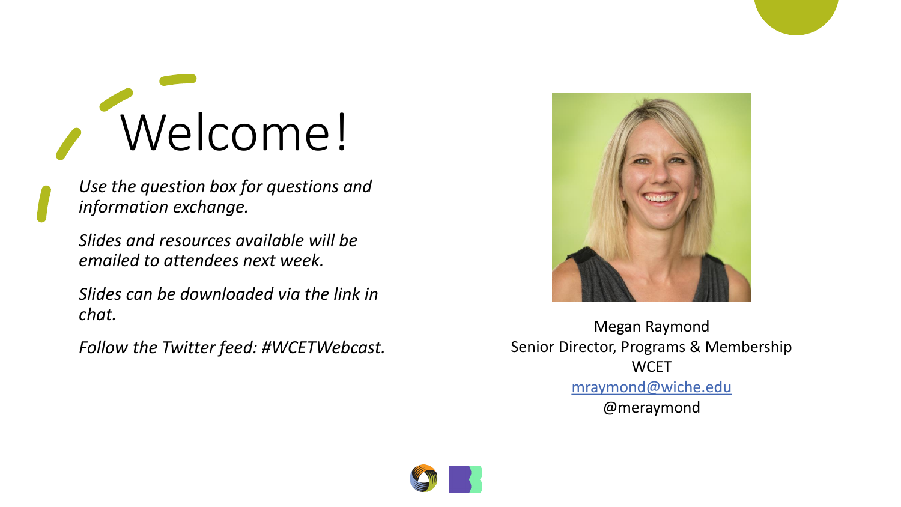# Welcome!

*Use the question box for questions and information exchange.*

*Slides and resources available will be emailed to attendees next week.*

*Slides can be downloaded via the link in chat.*

*Follow the Twitter feed: #WCETWebcast.*

Megan Raymond
Senior Director, Programs & Membership
WCET
mraymond@wiche.edu
@meraymond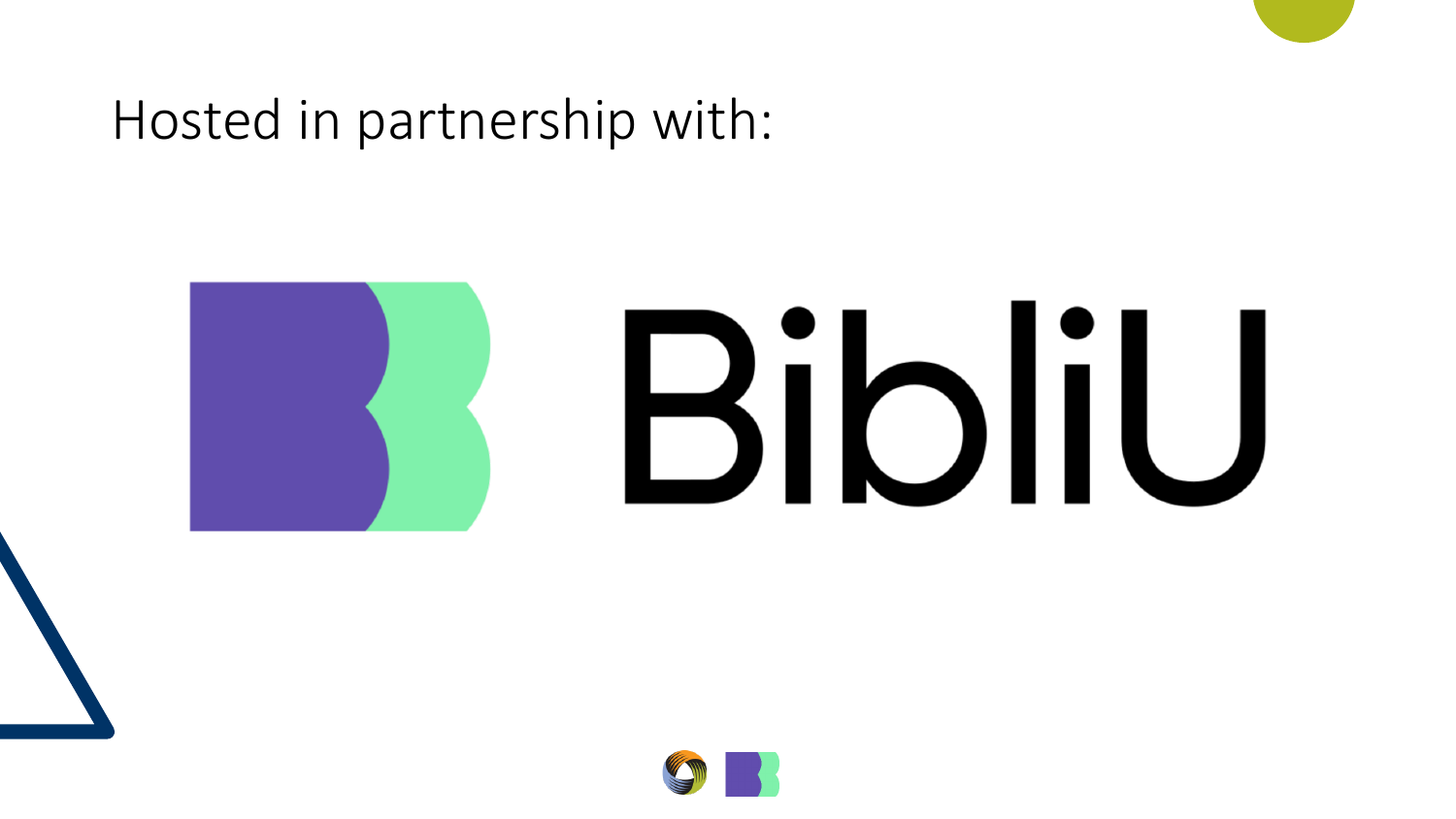# Hosted in partnership with:

BibliU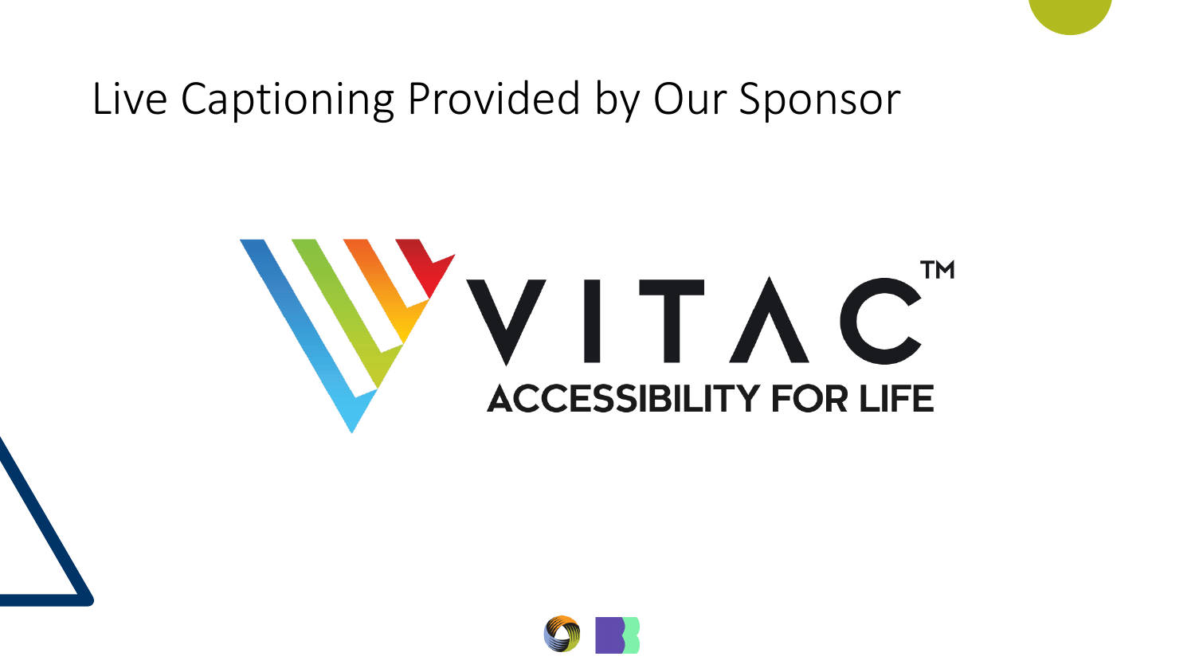# Live Captioning Provided by Our Sponsor

VITAC™

ACCESSIBILITY FOR LIFE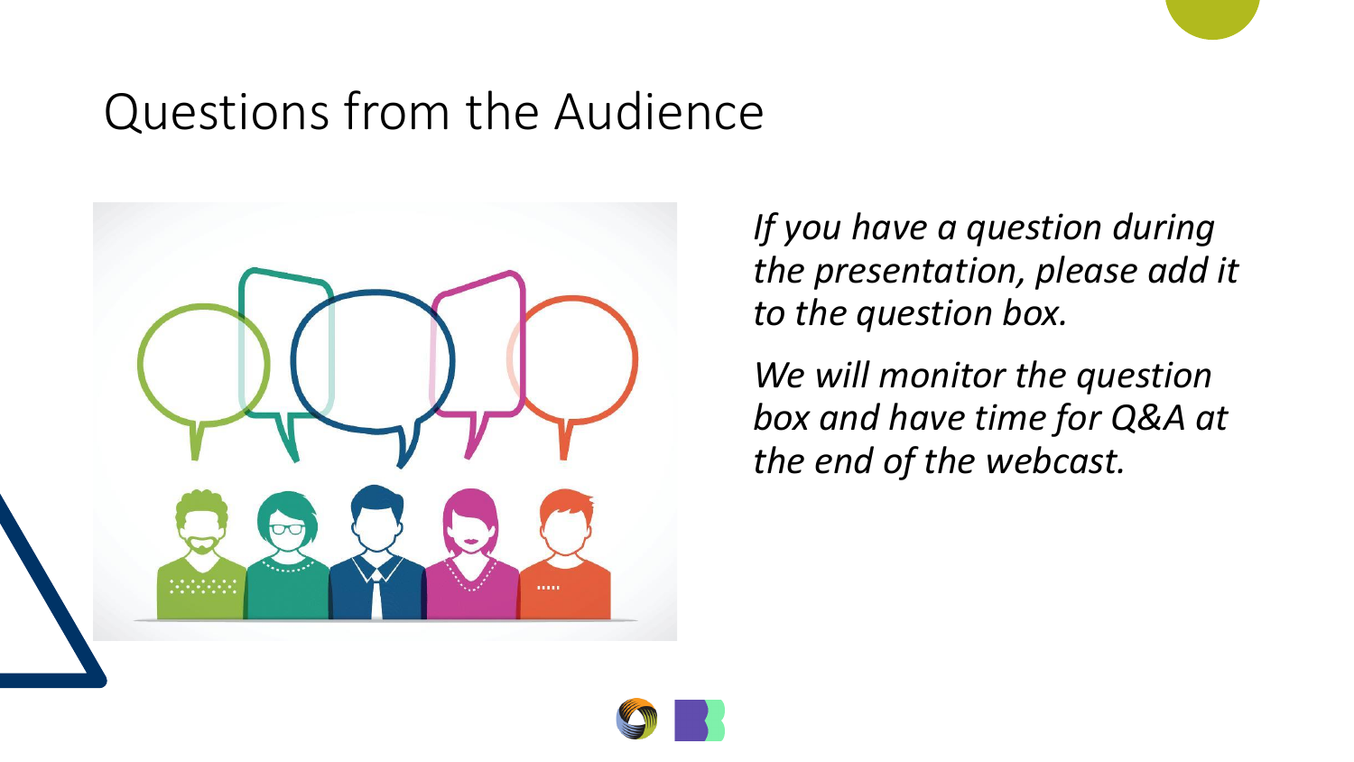# Questions from the Audience

*If you have a question during the presentation, please add it to the question box.*

*We will monitor the question box and have time for Q&A at the end of the webcast.*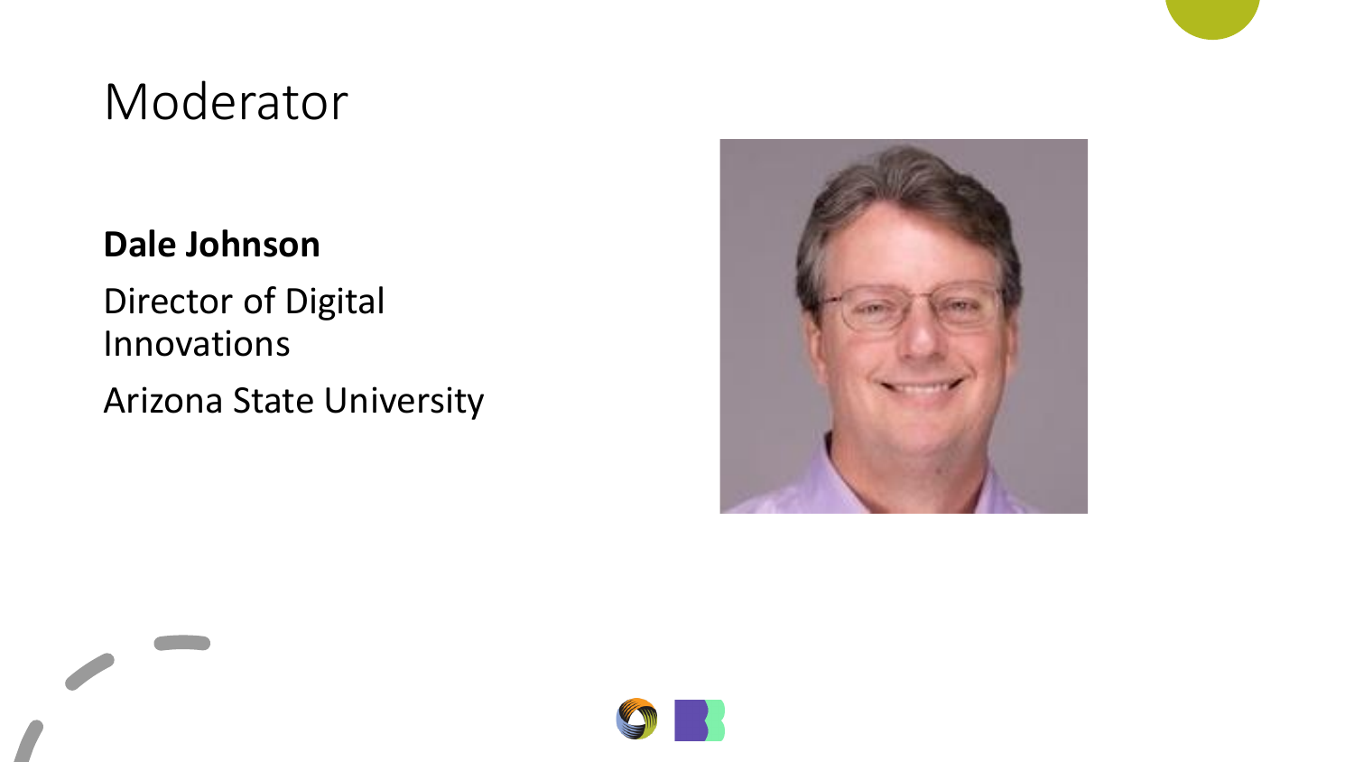# Moderator

**Dale Johnson**

Director of Digital Innovations

Arizona State University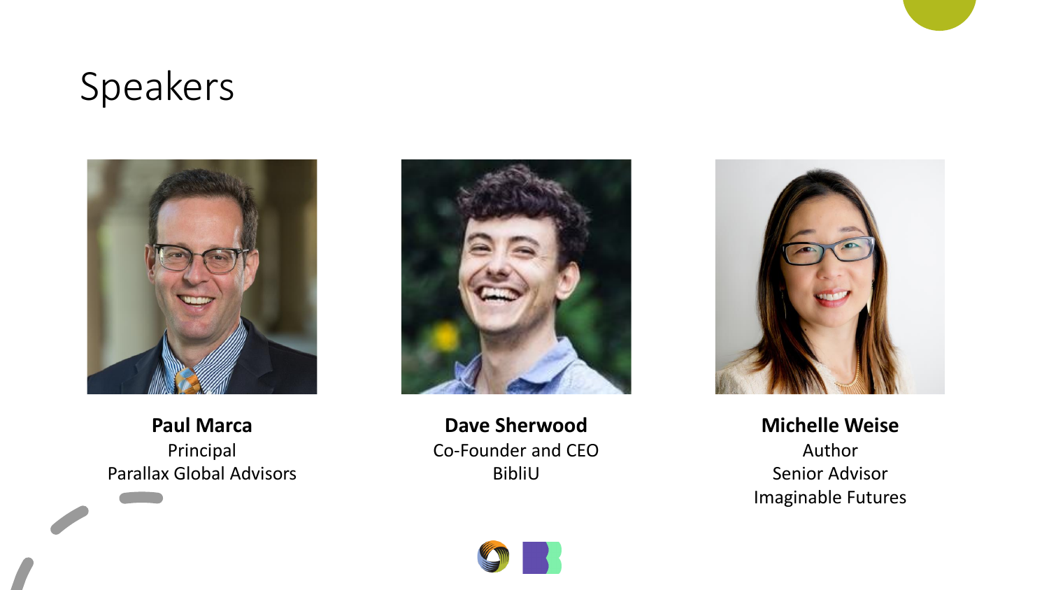# Speakers

**Paul Marca**
Principal
Parallax Global Advisors

**Dave Sherwood**
Co-Founder and CEO
BibliU

**Michelle Weise**
Author
Senior Advisor
Imaginable Futures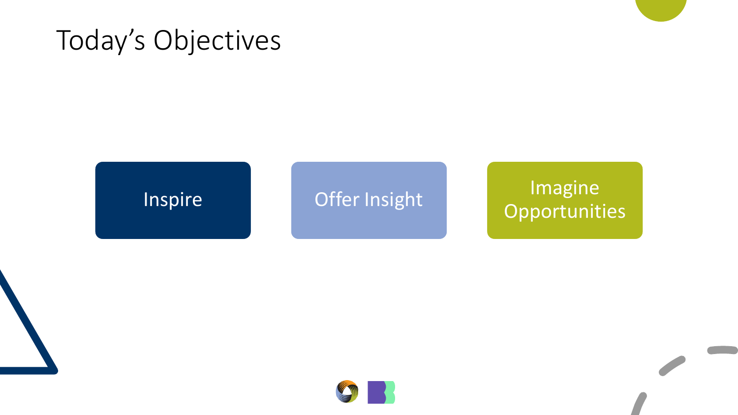# Today’s Objectives

- Inspire
- Offer Insight
- Imagine Opportunities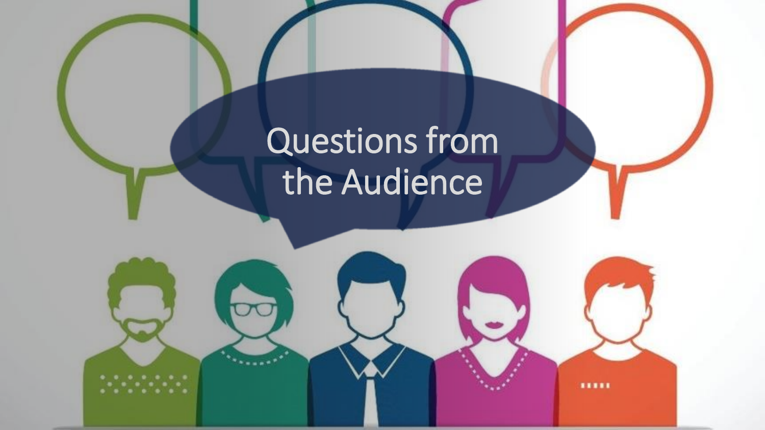# Questions from the Audience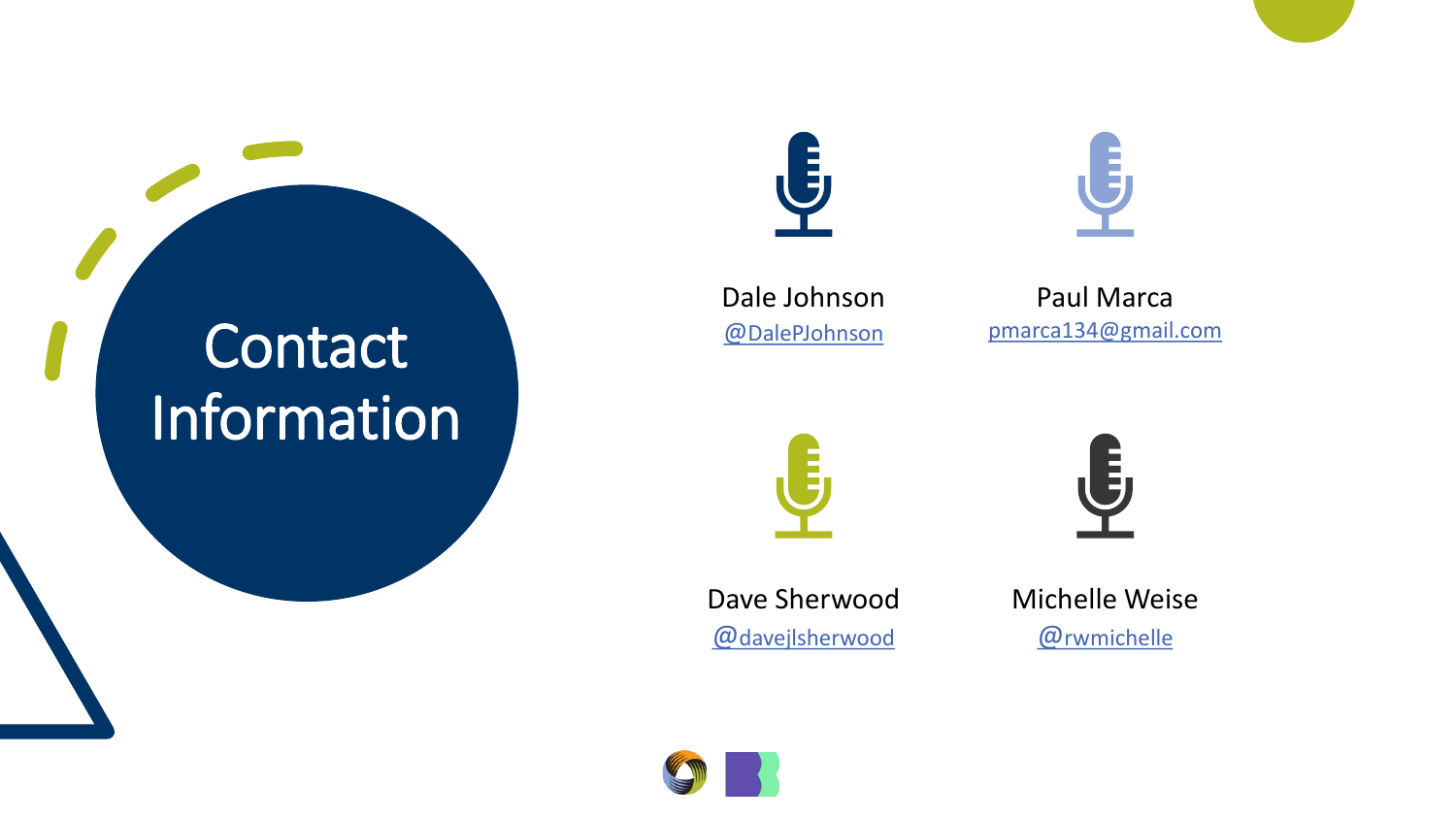# Contact Information

Dale Johnson
@DalePJohnson

Paul Marca
pmarca134@gmail.com

Dave Sherwood
@davejlsherwood

Michelle Weise
@rwmichelle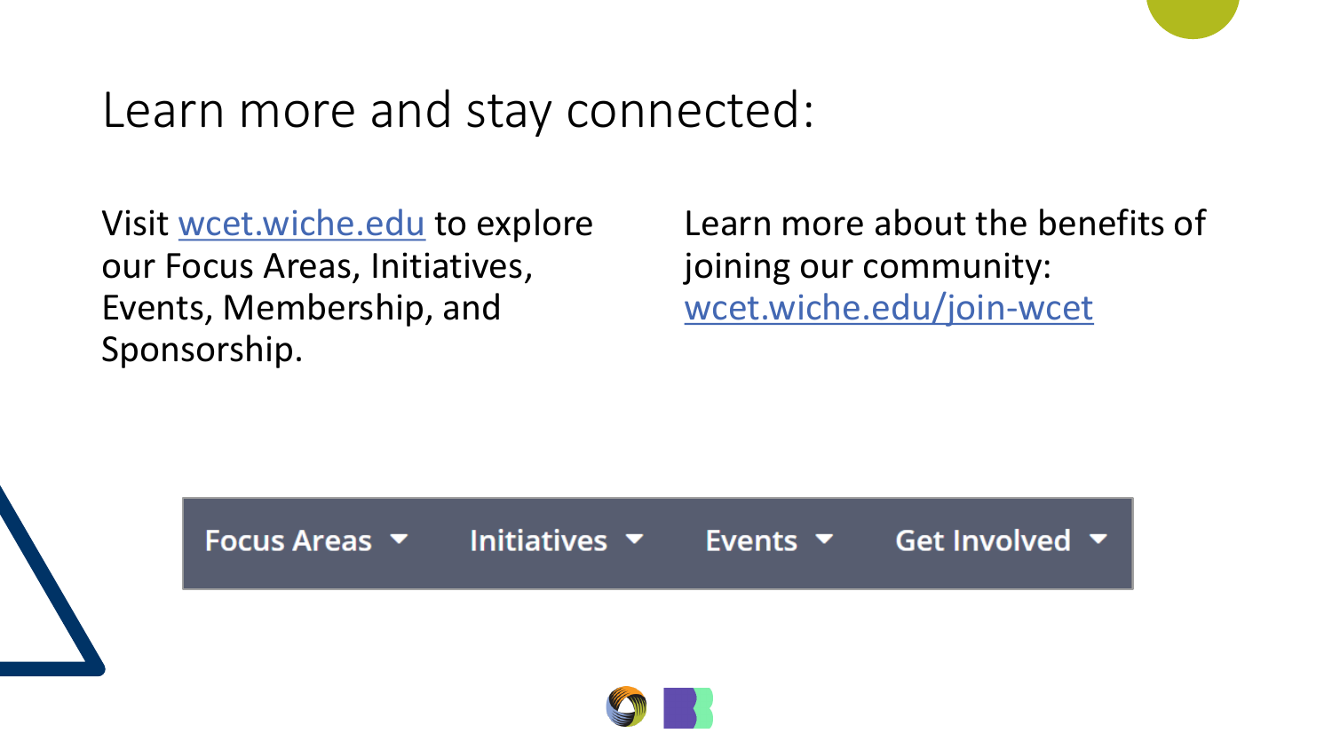# Learn more and stay connected:

Visit wcet.wiche.edu to explore our Focus Areas, Initiatives, Events, Membership, and Sponsorship.

Learn more about the benefits of joining our community: wcet.wiche.edu/join-wcet

Focus Areas ▾ Initiatives ▾ Events ▾ Get Involved ▾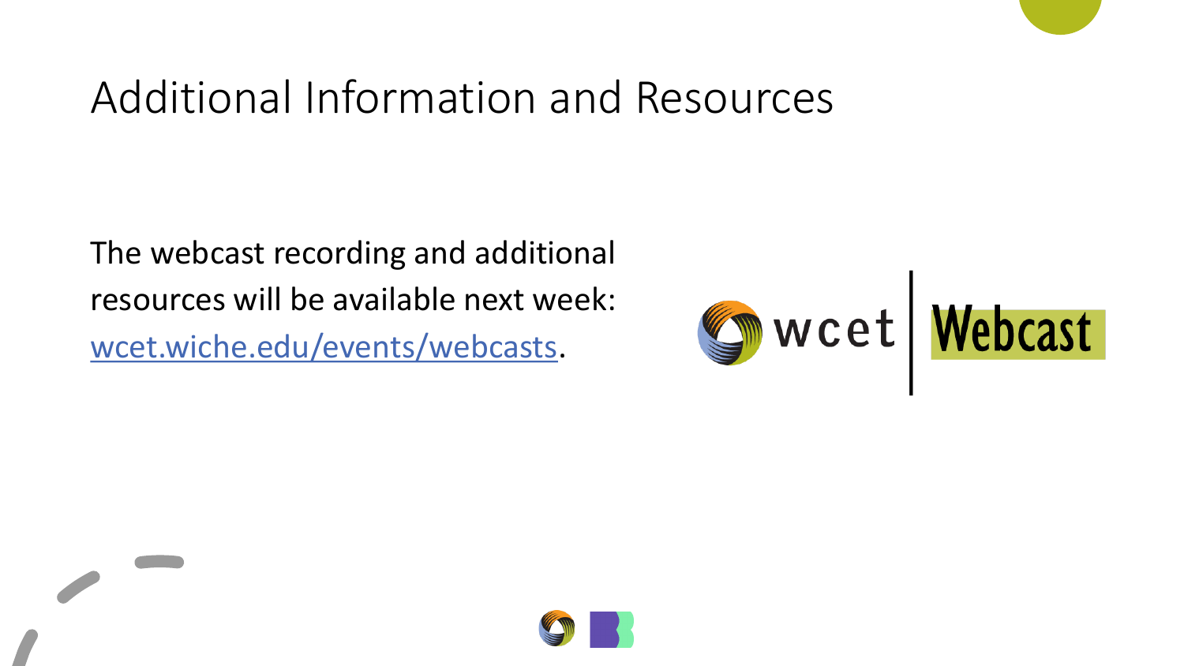# Additional Information and Resources

The webcast recording and additional resources will be available next week: wcet.wiche.edu/events/webcasts.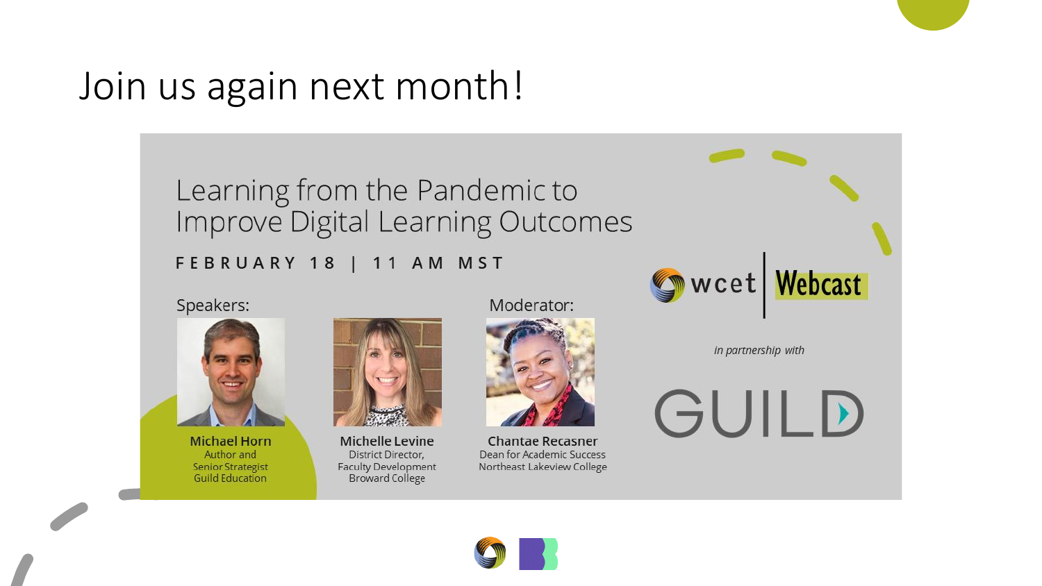# Join us again next month!

## Learning from the Pandemic to Improve Digital Learning Outcomes

FEBRUARY 18 | 11 AM MST

**Speakers:**

**Michael Horn**
Author and
Senior Strategist
Guild Education

**Michelle Levine**
District Director,
Faculty Development
Broward College

**Moderator:**

**Chantae Recasner**
Dean for Academic Success
Northeast Lakeview College

wcet | Webcast

*in partnership with*

GUILD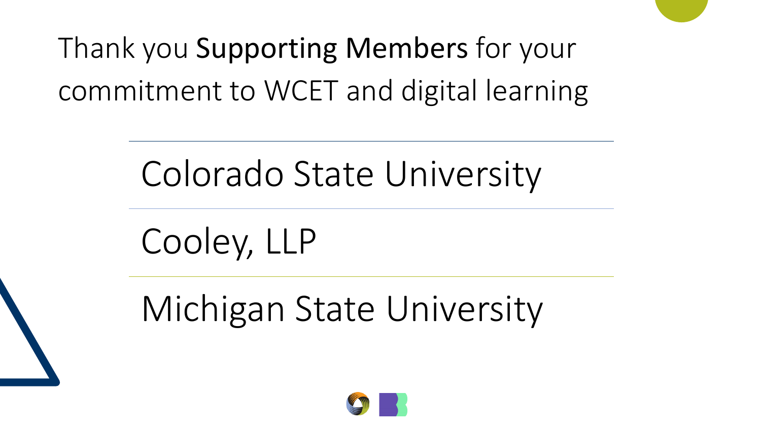# Thank you **Supporting Members** for your commitment to WCET and digital learning

Colorado State University

Cooley, LLP

Michigan State University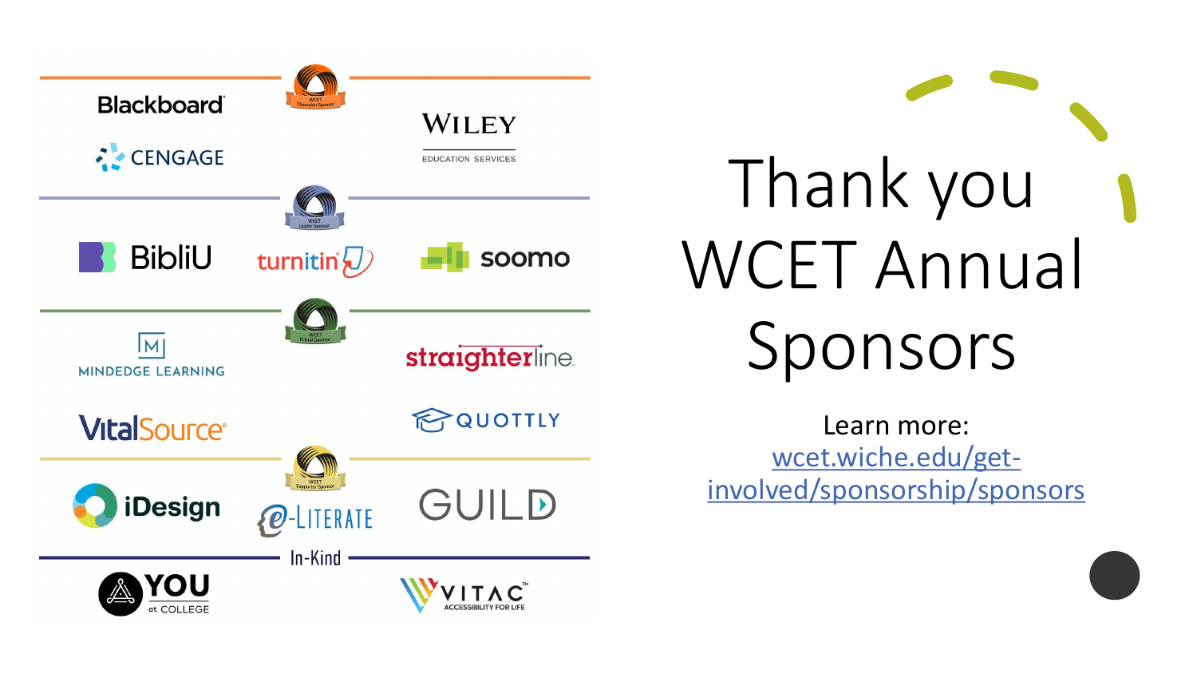# Thank you WCET Annual Sponsors

Learn more: [wcet.wiche.edu/get-involved/sponsorship/sponsors](wcet.wiche.edu/get-involved/sponsorship/sponsors)

**WCET Champion Sponsor**

- Blackboard
- Cengage
- Wiley Education Services

**WCET Leader Sponsor**

- BibliU
- turnitin
- soomo

**WCET Friend Sponsor**

- MindEdge Learning
- straighterline
- VitalSource
- Quottly

**WCET Supporter Sponsor**

- iDesign
- e-Literate
- GUILD

**In-Kind**

- YOU at College
- VITAC Accessibility for Life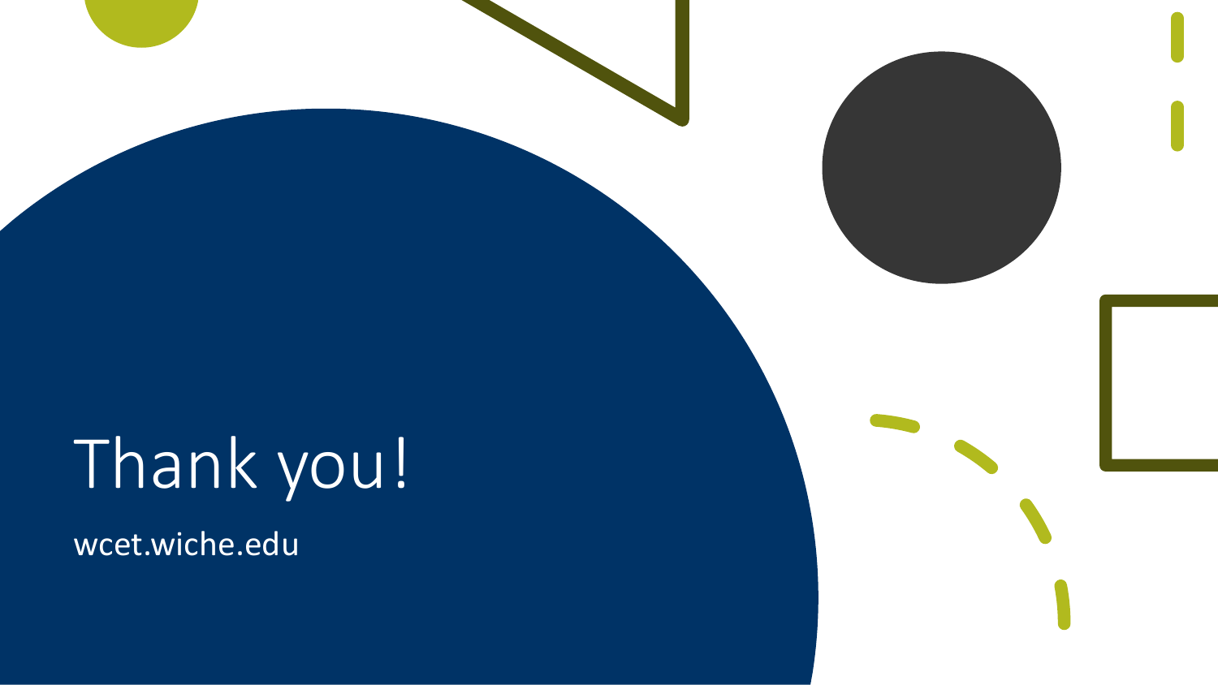# Thank you!

wcet.wiche.edu